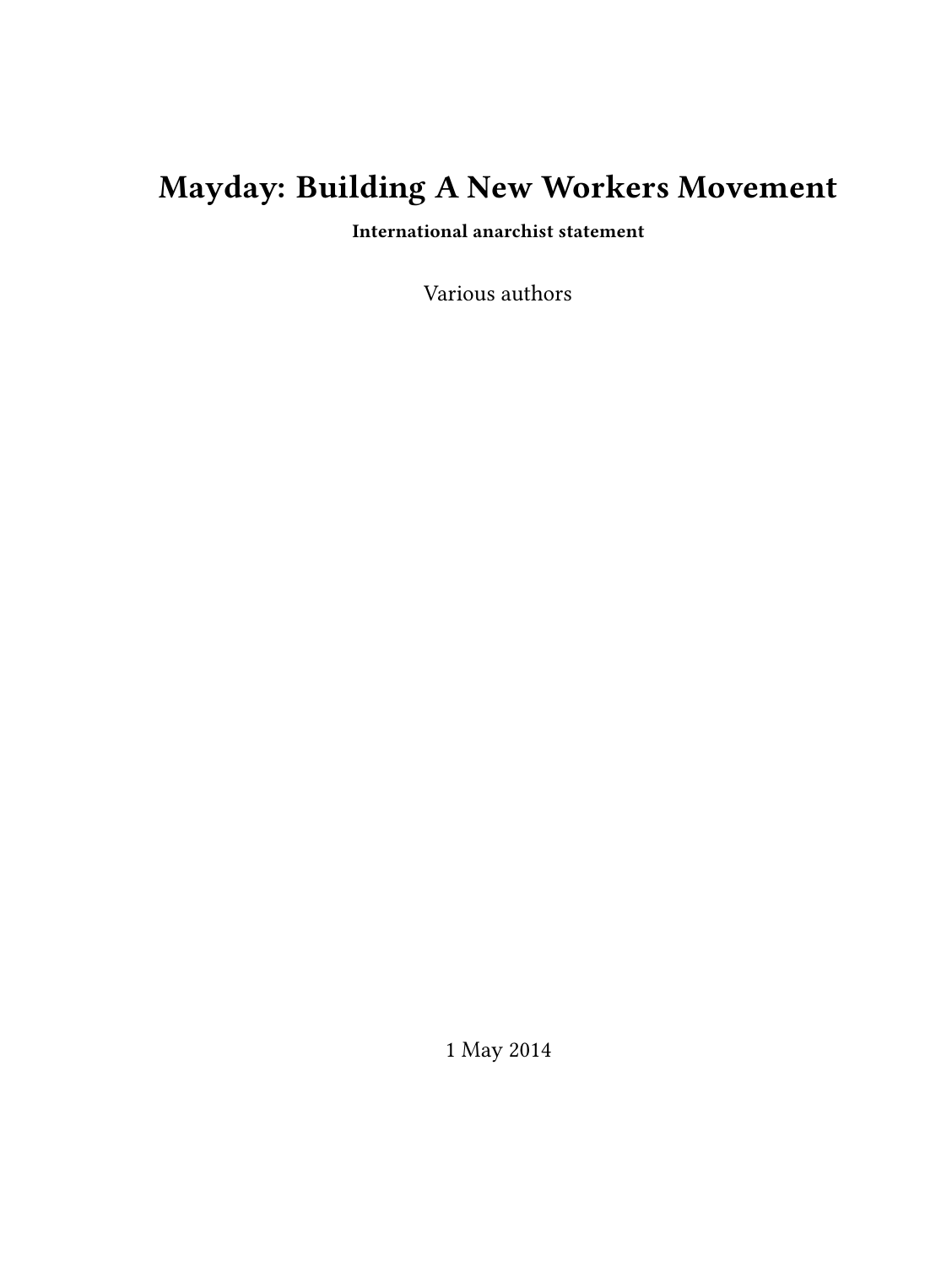# Mayday: Building A New Workers Movement

**International anarchist statement**

Various authors

1 May 2014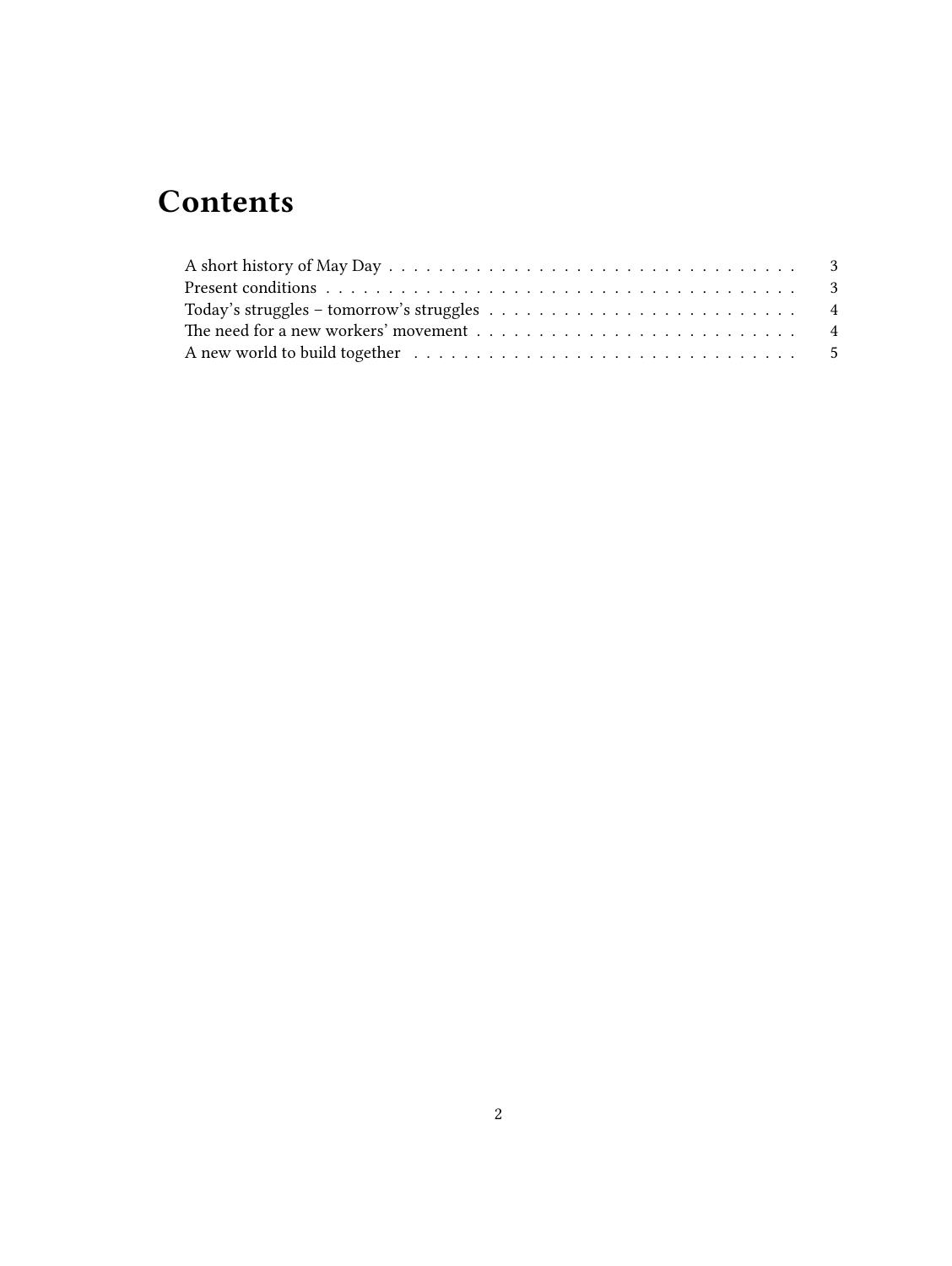# Contents

- A short history of May Day . . . . . . . . . . 3
- Present conditions . . . . . . . . . . 3
- Today's struggles – tomorrow's struggles . . . . . . . . . . 4
- The need for a new workers' movement . . . . . . . . . . 4
- A new world to build together . . . . . . . . . . 5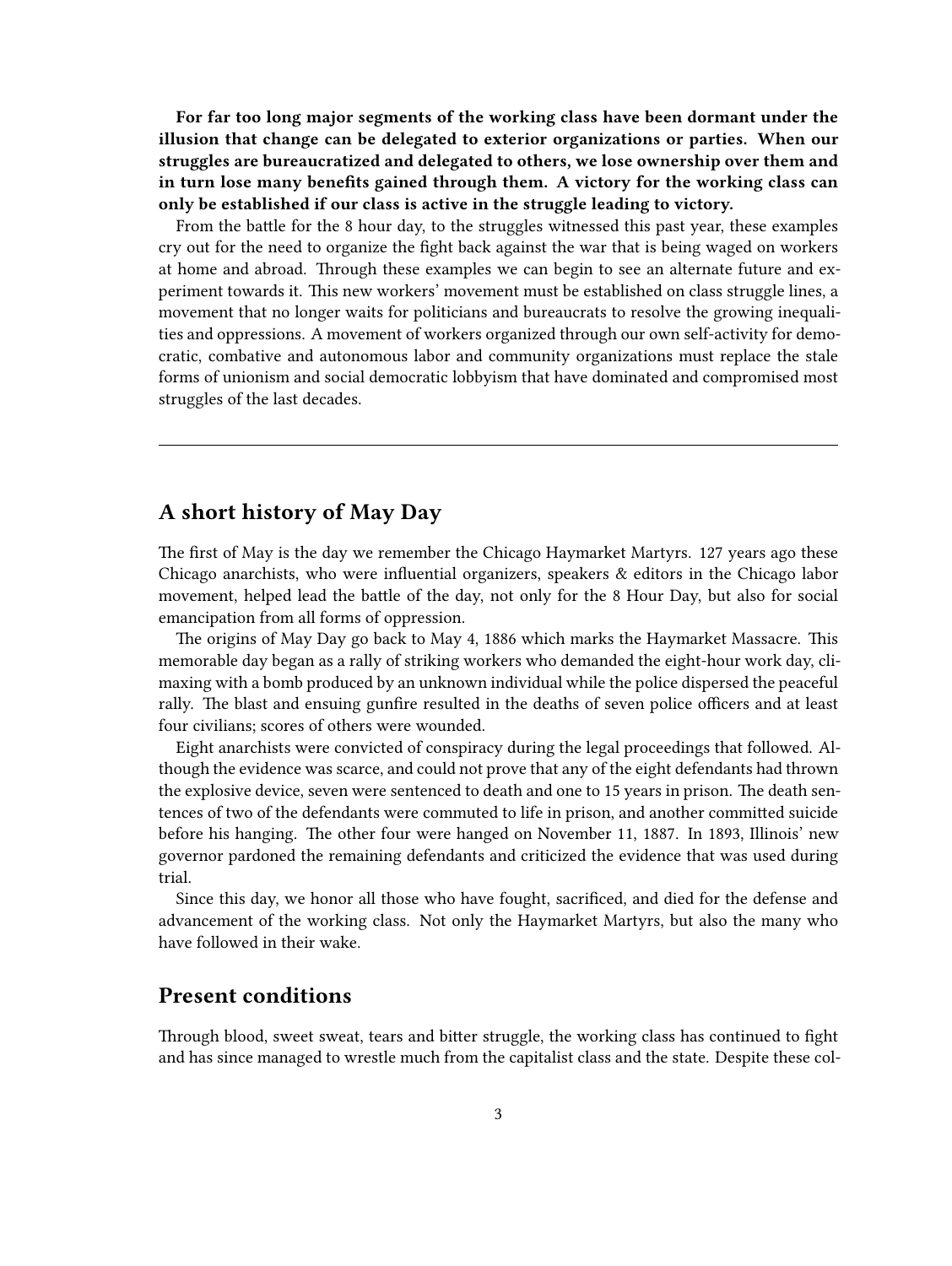**For far too long major segments of the working class have been dormant under the illusion that change can be delegated to exterior organizations or parties. When our struggles are bureaucratized and delegated to others, we lose ownership over them and in turn lose many benefits gained through them. A victory for the working class can only be established if our class is active in the struggle leading to victory.**

From the battle for the 8 hour day, to the struggles witnessed this past year, these examples cry out for the need to organize the fight back against the war that is being waged on workers at home and abroad. Through these examples we can begin to see an alternate future and experiment towards it. This new workers' movement must be established on class struggle lines, a movement that no longer waits for politicians and bureaucrats to resolve the growing inequalities and oppressions. A movement of workers organized through our own self-activity for democratic, combative and autonomous labor and community organizations must replace the stale forms of unionism and social democratic lobbyism that have dominated and compromised most struggles of the last decades.

---

## A short history of May Day

The first of May is the day we remember the Chicago Haymarket Martyrs. 127 years ago these Chicago anarchists, who were influential organizers, speakers & editors in the Chicago labor movement, helped lead the battle of the day, not only for the 8 Hour Day, but also for social emancipation from all forms of oppression.

The origins of May Day go back to May 4, 1886 which marks the Haymarket Massacre. This memorable day began as a rally of striking workers who demanded the eight-hour work day, climaxing with a bomb produced by an unknown individual while the police dispersed the peaceful rally. The blast and ensuing gunfire resulted in the deaths of seven police officers and at least four civilians; scores of others were wounded.

Eight anarchists were convicted of conspiracy during the legal proceedings that followed. Although the evidence was scarce, and could not prove that any of the eight defendants had thrown the explosive device, seven were sentenced to death and one to 15 years in prison. The death sentences of two of the defendants were commuted to life in prison, and another committed suicide before his hanging. The other four were hanged on November 11, 1887. In 1893, Illinois' new governor pardoned the remaining defendants and criticized the evidence that was used during trial.

Since this day, we honor all those who have fought, sacrificed, and died for the defense and advancement of the working class. Not only the Haymarket Martyrs, but also the many who have followed in their wake.

## Present conditions

Through blood, sweet sweat, tears and bitter struggle, the working class has continued to fight and has since managed to wrestle much from the capitalist class and the state. Despite these col-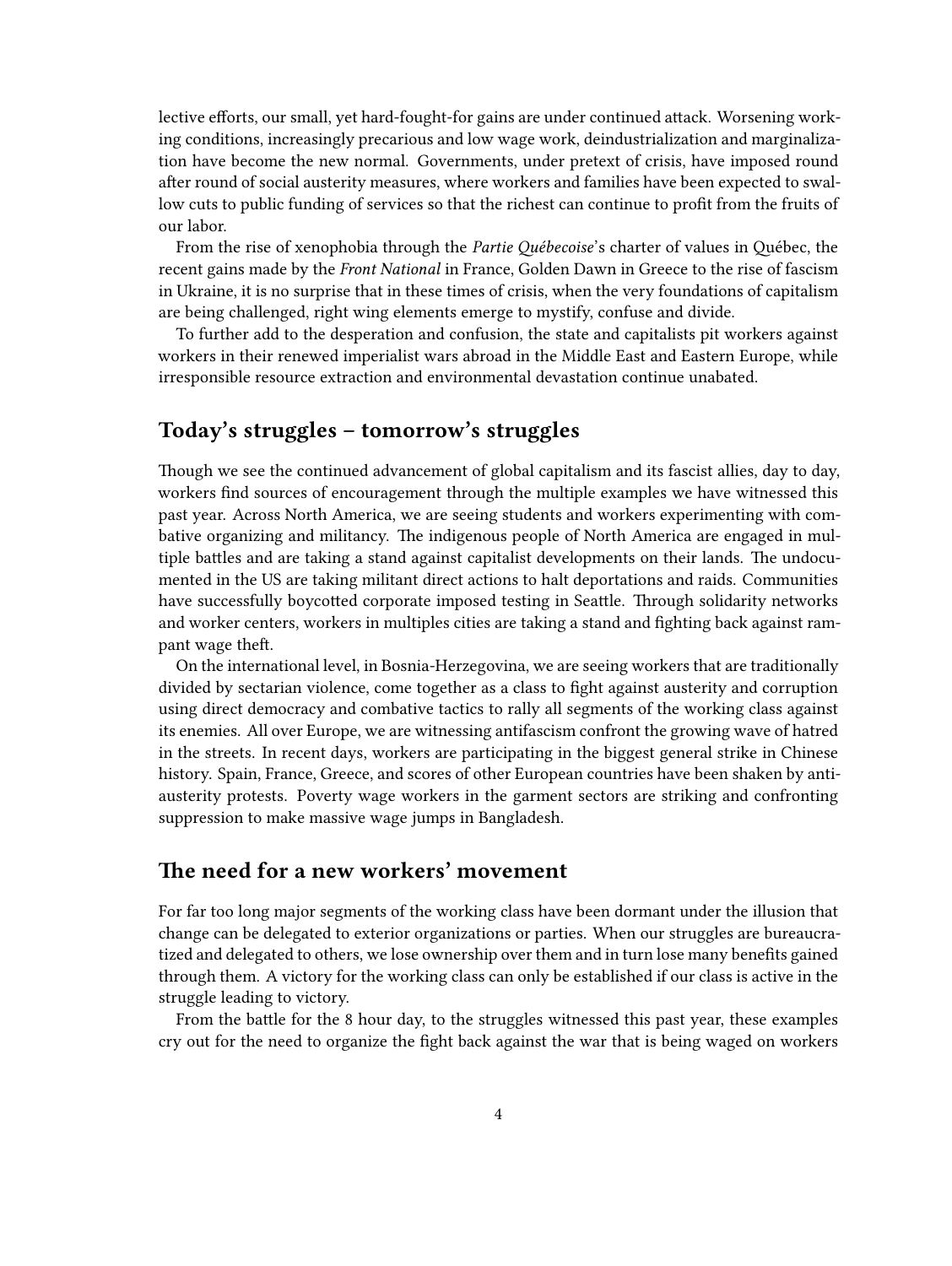lective efforts, our small, yet hard-fought-for gains are under continued attack. Worsening working conditions, increasingly precarious and low wage work, deindustrialization and marginalization have become the new normal. Governments, under pretext of crisis, have imposed round after round of social austerity measures, where workers and families have been expected to swallow cuts to public funding of services so that the richest can continue to profit from the fruits of our labor.

From the rise of xenophobia through the *Partie Québecoise*'s charter of values in Québec, the recent gains made by the *Front National* in France, Golden Dawn in Greece to the rise of fascism in Ukraine, it is no surprise that in these times of crisis, when the very foundations of capitalism are being challenged, right wing elements emerge to mystify, confuse and divide.

To further add to the desperation and confusion, the state and capitalists pit workers against workers in their renewed imperialist wars abroad in the Middle East and Eastern Europe, while irresponsible resource extraction and environmental devastation continue unabated.

## Today's struggles – tomorrow's struggles

Though we see the continued advancement of global capitalism and its fascist allies, day to day, workers find sources of encouragement through the multiple examples we have witnessed this past year. Across North America, we are seeing students and workers experimenting with combative organizing and militancy. The indigenous people of North America are engaged in multiple battles and are taking a stand against capitalist developments on their lands. The undocumented in the US are taking militant direct actions to halt deportations and raids. Communities have successfully boycotted corporate imposed testing in Seattle. Through solidarity networks and worker centers, workers in multiples cities are taking a stand and fighting back against rampant wage theft.

On the international level, in Bosnia-Herzegovina, we are seeing workers that are traditionally divided by sectarian violence, come together as a class to fight against austerity and corruption using direct democracy and combative tactics to rally all segments of the working class against its enemies. All over Europe, we are witnessing antifascism confront the growing wave of hatred in the streets. In recent days, workers are participating in the biggest general strike in Chinese history. Spain, France, Greece, and scores of other European countries have been shaken by anti-austerity protests. Poverty wage workers in the garment sectors are striking and confronting suppression to make massive wage jumps in Bangladesh.

## The need for a new workers' movement

For far too long major segments of the working class have been dormant under the illusion that change can be delegated to exterior organizations or parties. When our struggles are bureaucratized and delegated to others, we lose ownership over them and in turn lose many benefits gained through them. A victory for the working class can only be established if our class is active in the struggle leading to victory.

From the battle for the 8 hour day, to the struggles witnessed this past year, these examples cry out for the need to organize the fight back against the war that is being waged on workers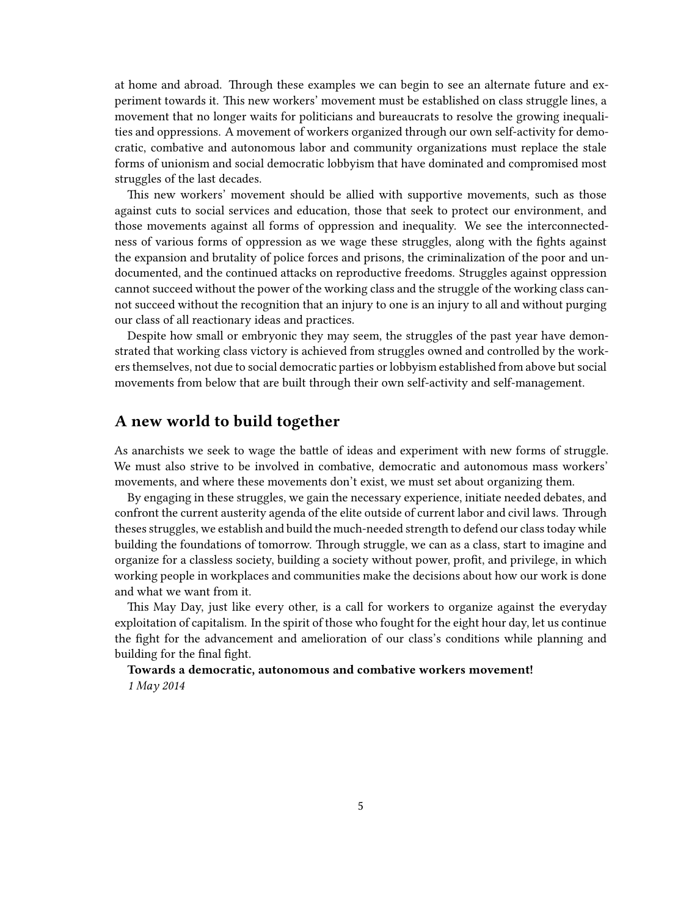at home and abroad. Through these examples we can begin to see an alternate future and experiment towards it. This new workers' movement must be established on class struggle lines, a movement that no longer waits for politicians and bureaucrats to resolve the growing inequalities and oppressions. A movement of workers organized through our own self-activity for democratic, combative and autonomous labor and community organizations must replace the stale forms of unionism and social democratic lobbyism that have dominated and compromised most struggles of the last decades.

This new workers' movement should be allied with supportive movements, such as those against cuts to social services and education, those that seek to protect our environment, and those movements against all forms of oppression and inequality. We see the interconnectedness of various forms of oppression as we wage these struggles, along with the fights against the expansion and brutality of police forces and prisons, the criminalization of the poor and undocumented, and the continued attacks on reproductive freedoms. Struggles against oppression cannot succeed without the power of the working class and the struggle of the working class cannot succeed without the recognition that an injury to one is an injury to all and without purging our class of all reactionary ideas and practices.

Despite how small or embryonic they may seem, the struggles of the past year have demonstrated that working class victory is achieved from struggles owned and controlled by the workers themselves, not due to social democratic parties or lobbyism established from above but social movements from below that are built through their own self-activity and self-management.

## A new world to build together

As anarchists we seek to wage the battle of ideas and experiment with new forms of struggle. We must also strive to be involved in combative, democratic and autonomous mass workers' movements, and where these movements don't exist, we must set about organizing them.

By engaging in these struggles, we gain the necessary experience, initiate needed debates, and confront the current austerity agenda of the elite outside of current labor and civil laws. Through theses struggles, we establish and build the much-needed strength to defend our class today while building the foundations of tomorrow. Through struggle, we can as a class, start to imagine and organize for a classless society, building a society without power, profit, and privilege, in which working people in workplaces and communities make the decisions about how our work is done and what we want from it.

This May Day, just like every other, is a call for workers to organize against the everyday exploitation of capitalism. In the spirit of those who fought for the eight hour day, let us continue the fight for the advancement and amelioration of our class's conditions while planning and building for the final fight.

**Towards a democratic, autonomous and combative workers movement!**

*1 May 2014*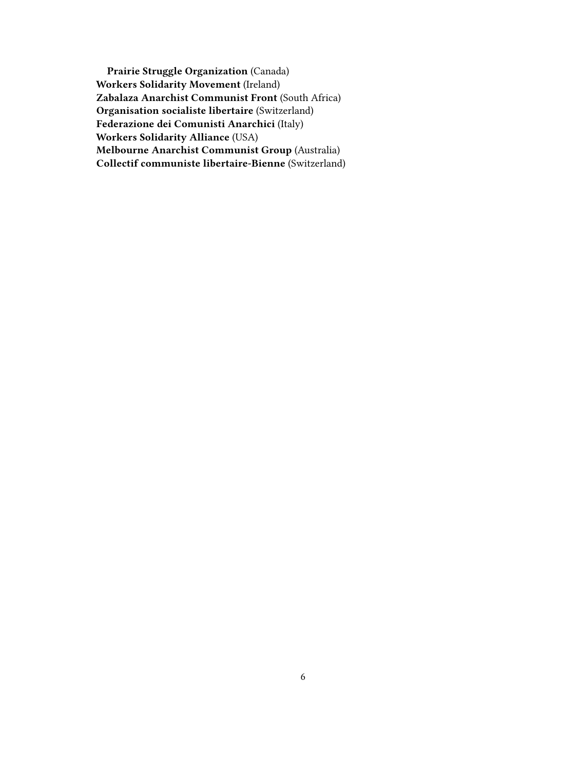**Prairie Struggle Organization** (Canada)
**Workers Solidarity Movement** (Ireland)
**Zabalaza Anarchist Communist Front** (South Africa)
**Organisation socialiste libertaire** (Switzerland)
**Federazione dei Comunisti Anarchici** (Italy)
**Workers Solidarity Alliance** (USA)
**Melbourne Anarchist Communist Group** (Australia)
**Collectif communiste libertaire-Bienne** (Switzerland)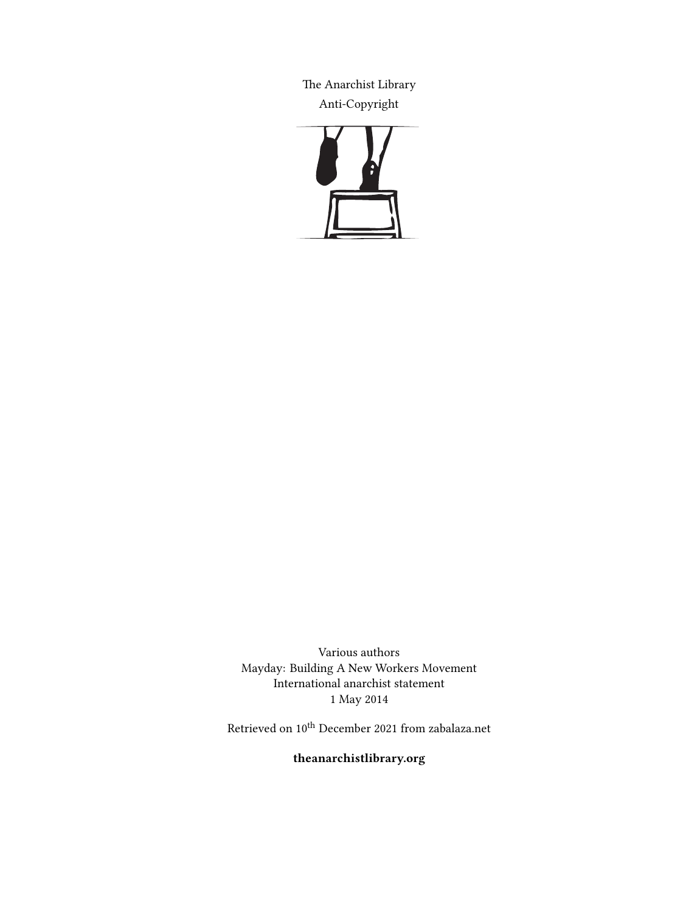The Anarchist Library
Anti-Copyright

Various authors
Mayday: Building A New Workers Movement
International anarchist statement
1 May 2014

Retrieved on 10th December 2021 from zabalaza.net

**theanarchistlibrary.org**